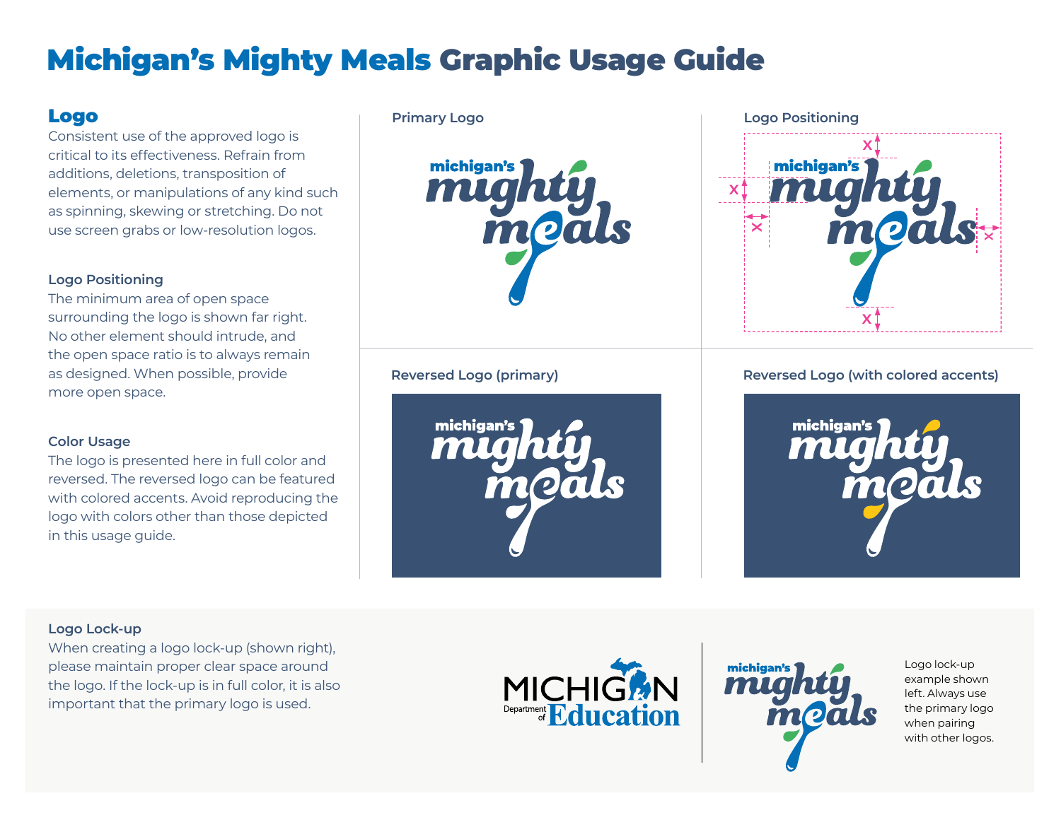# Michigan's Mighty Meals Graphic Usage Guide

## Logo

Consistent use of the approved logo is critical to its effectiveness. Refrain from additions, deletions, transposition of elements, or manipulations of any kind such as spinning, skewing or stretching. Do not use screen grabs or low-resolution logos.

### Logo Positioning

The minimum area of open space surrounding the logo is shown far right. No other element should intrude, and the open space ratio is to always remain as designed. When possible, provide more open space.

### Color Usage

The logo is presented here in full color and reversed. The reversed logo can be featured with colored accents. Avoid reproducing the logo with colors other than those depicted in this usage guide.

**Primary Logo**

**Logo Positioning**

**Reversed Logo (primary)**

**Reversed Logo (with colored accents)**

### Logo Lock-up

When creating a logo lock-up (shown right), please maintain proper clear space around the logo. If the lock-up is in full color, it is also important that the primary logo is used.

Logo lock-up example shown left. Always use the primary logo when pairing with other logos.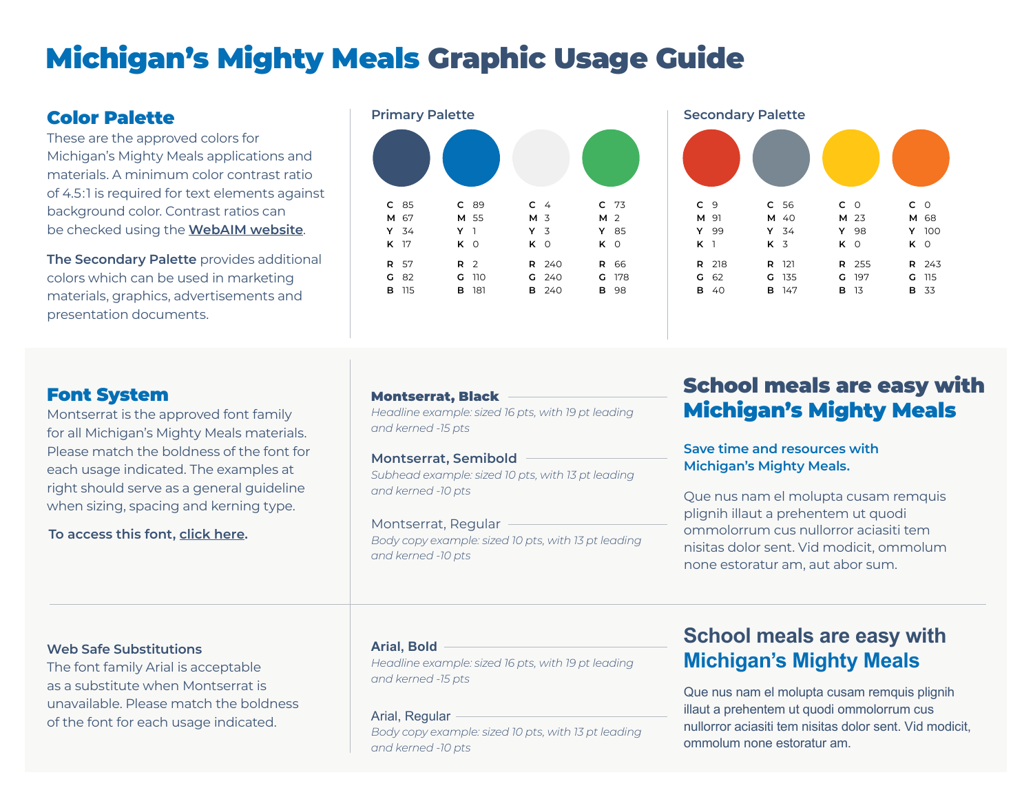# Michigan's Mighty Meals Graphic Usage Guide

## Color Palette

These are the approved colors for Michigan's Mighty Meals applications and materials. A minimum color contrast ratio of 4.5:1 is required for text elements against background color. Contrast ratios can be checked using the **WebAIM website**.

**The Secondary Palette** provides additional colors which can be used in marketing materials, graphics, advertisements and presentation documents.

### Primary Palette

| | Color 1 | Color 2 | Color 3 | Color 4 |
|---|---|---|---|---|
| C | 85 | 89 | 4 | 73 |
| M | 67 | 55 | 3 | 2 |
| Y | 34 | 1 | 3 | 85 |
| K | 17 | 0 | 0 | 0 |
| R | 57 | 2 | 240 | 66 |
| G | 82 | 110 | 240 | 178 |
| B | 115 | 181 | 240 | 98 |

### Secondary Palette

| | Color 1 | Color 2 | Color 3 | Color 4 |
|---|---|---|---|---|
| C | 9 | 56 | 0 | 0 |
| M | 91 | 40 | 23 | 68 |
| Y | 99 | 34 | 98 | 100 |
| K | 1 | 3 | 0 | 0 |
| R | 218 | 121 | 255 | 243 |
| G | 62 | 135 | 197 | 115 |
| B | 40 | 147 | 13 | 33 |

## Font System

Montserrat is the approved font family for all Michigan's Mighty Meals materials. Please match the boldness of the font for each usage indicated. The examples at right should serve as a general guideline when sizing, spacing and kerning type.

**To access this font, click here.**

**Montserrat, Black**
*Headline example: sized 16 pts, with 19 pt leading and kerned -15 pts*

**Montserrat, Semibold**
*Subhead example: sized 10 pts, with 13 pt leading and kerned -10 pts*

Montserrat, Regular
*Body copy example: sized 10 pts, with 13 pt leading and kerned -10 pts*

**School meals are easy with Michigan's Mighty Meals**

**Save time and resources with Michigan's Mighty Meals.**

Que nus nam el molupta cusam remquis plignih illaut a prehentem ut quodi ommolorrum cus nullorror aciasiti tem nisitas dolor sent. Vid modicit, ommolum none estoratur am, aut abor sum.

### Web Safe Substitutions

The font family Arial is acceptable as a substitute when Montserrat is unavailable. Please match the boldness of the font for each usage indicated.

**Arial, Bold**
*Headline example: sized 16 pts, with 19 pt leading and kerned -15 pts*

Arial, Regular
*Body copy example: sized 10 pts, with 13 pt leading and kerned -10 pts*

**School meals are easy with Michigan's Mighty Meals**

Que nus nam el molupta cusam remquis plignih illaut a prehentem ut quodi ommolorrum cus nullorror aciasiti tem nisitas dolor sent. Vid modicit, ommolum none estoratur am.